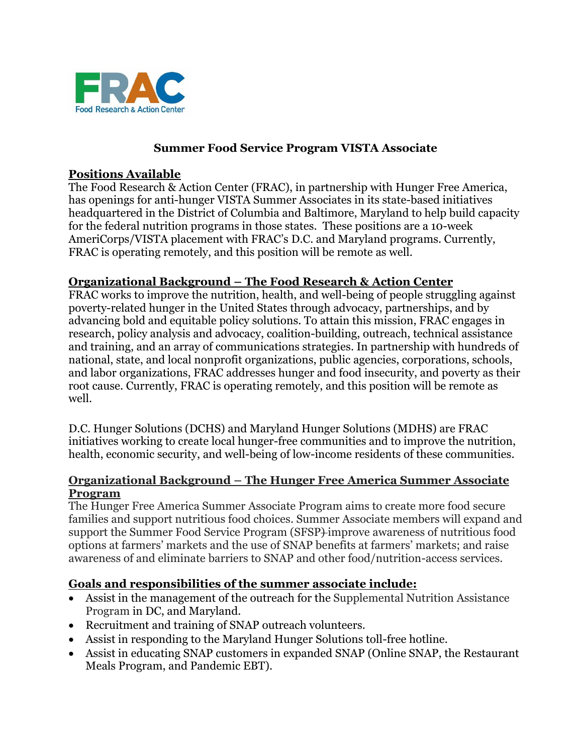FRAC
Food Research & Action Center

# Summer Food Service Program VISTA Associate

## Positions Available

The Food Research & Action Center (FRAC), in partnership with Hunger Free America, has openings for anti-hunger VISTA Summer Associates in its state-based initiatives headquartered in the District of Columbia and Baltimore, Maryland to help build capacity for the federal nutrition programs in those states. These positions are a 10-week AmeriCorps/VISTA placement with FRAC's D.C. and Maryland programs. Currently, FRAC is operating remotely, and this position will be remote as well.

## Organizational Background – The Food Research & Action Center

FRAC works to improve the nutrition, health, and well-being of people struggling against poverty-related hunger in the United States through advocacy, partnerships, and by advancing bold and equitable policy solutions. To attain this mission, FRAC engages in research, policy analysis and advocacy, coalition-building, outreach, technical assistance and training, and an array of communications strategies. In partnership with hundreds of national, state, and local nonprofit organizations, public agencies, corporations, schools, and labor organizations, FRAC addresses hunger and food insecurity, and poverty as their root cause. Currently, FRAC is operating remotely, and this position will be remote as well.

D.C. Hunger Solutions (DCHS) and Maryland Hunger Solutions (MDHS) are FRAC initiatives working to create local hunger-free communities and to improve the nutrition, health, economic security, and well-being of low-income residents of these communities.

## Organizational Background – The Hunger Free America Summer Associate Program

The Hunger Free America Summer Associate Program aims to create more food secure families and support nutritious food choices. Summer Associate members will expand and support the Summer Food Service Program (SFSP) improve awareness of nutritious food options at farmers' markets and the use of SNAP benefits at farmers' markets; and raise awareness of and eliminate barriers to SNAP and other food/nutrition-access services.

## Goals and responsibilities of the summer associate include:

- Assist in the management of the outreach for the Supplemental Nutrition Assistance Program in DC, and Maryland.
- Recruitment and training of SNAP outreach volunteers.
- Assist in responding to the Maryland Hunger Solutions toll-free hotline.
- Assist in educating SNAP customers in expanded SNAP (Online SNAP, the Restaurant Meals Program, and Pandemic EBT).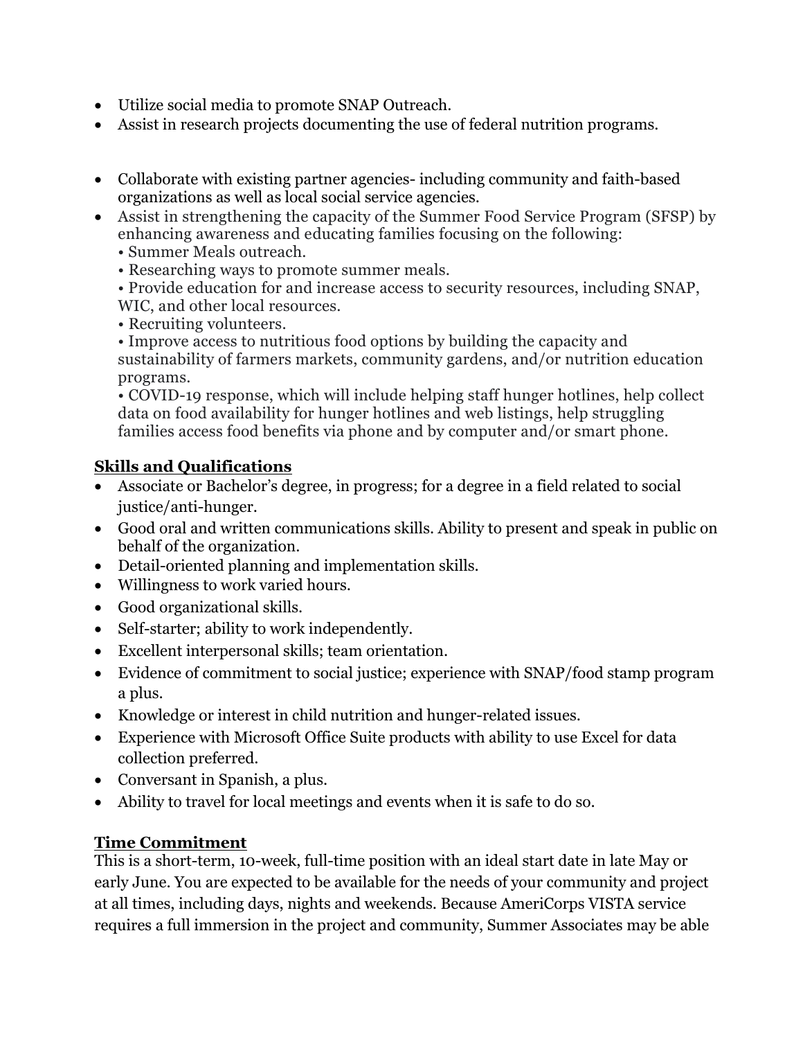- Utilize social media to promote SNAP Outreach.
- Assist in research projects documenting the use of federal nutrition programs.

- Collaborate with existing partner agencies- including community and faith-based organizations as well as local social service agencies.
- Assist in strengthening the capacity of the Summer Food Service Program (SFSP) by enhancing awareness and educating families focusing on the following:
  - Summer Meals outreach.
  - Researching ways to promote summer meals.
  - Provide education for and increase access to security resources, including SNAP, WIC, and other local resources.
  - Recruiting volunteers.
  - Improve access to nutritious food options by building the capacity and sustainability of farmers markets, community gardens, and/or nutrition education programs.
  - COVID-19 response, which will include helping staff hunger hotlines, help collect data on food availability for hunger hotlines and web listings, help struggling families access food benefits via phone and by computer and/or smart phone.

**Skills and Qualifications**

- Associate or Bachelor's degree, in progress; for a degree in a field related to social justice/anti-hunger.
- Good oral and written communications skills. Ability to present and speak in public on behalf of the organization.
- Detail-oriented planning and implementation skills.
- Willingness to work varied hours.
- Good organizational skills.
- Self-starter; ability to work independently.
- Excellent interpersonal skills; team orientation.
- Evidence of commitment to social justice; experience with SNAP/food stamp program a plus.
- Knowledge or interest in child nutrition and hunger-related issues.
- Experience with Microsoft Office Suite products with ability to use Excel for data collection preferred.
- Conversant in Spanish, a plus.
- Ability to travel for local meetings and events when it is safe to do so.

**Time Commitment**

This is a short-term, 10-week, full-time position with an ideal start date in late May or early June. You are expected to be available for the needs of your community and project at all times, including days, nights and weekends. Because AmeriCorps VISTA service requires a full immersion in the project and community, Summer Associates may be able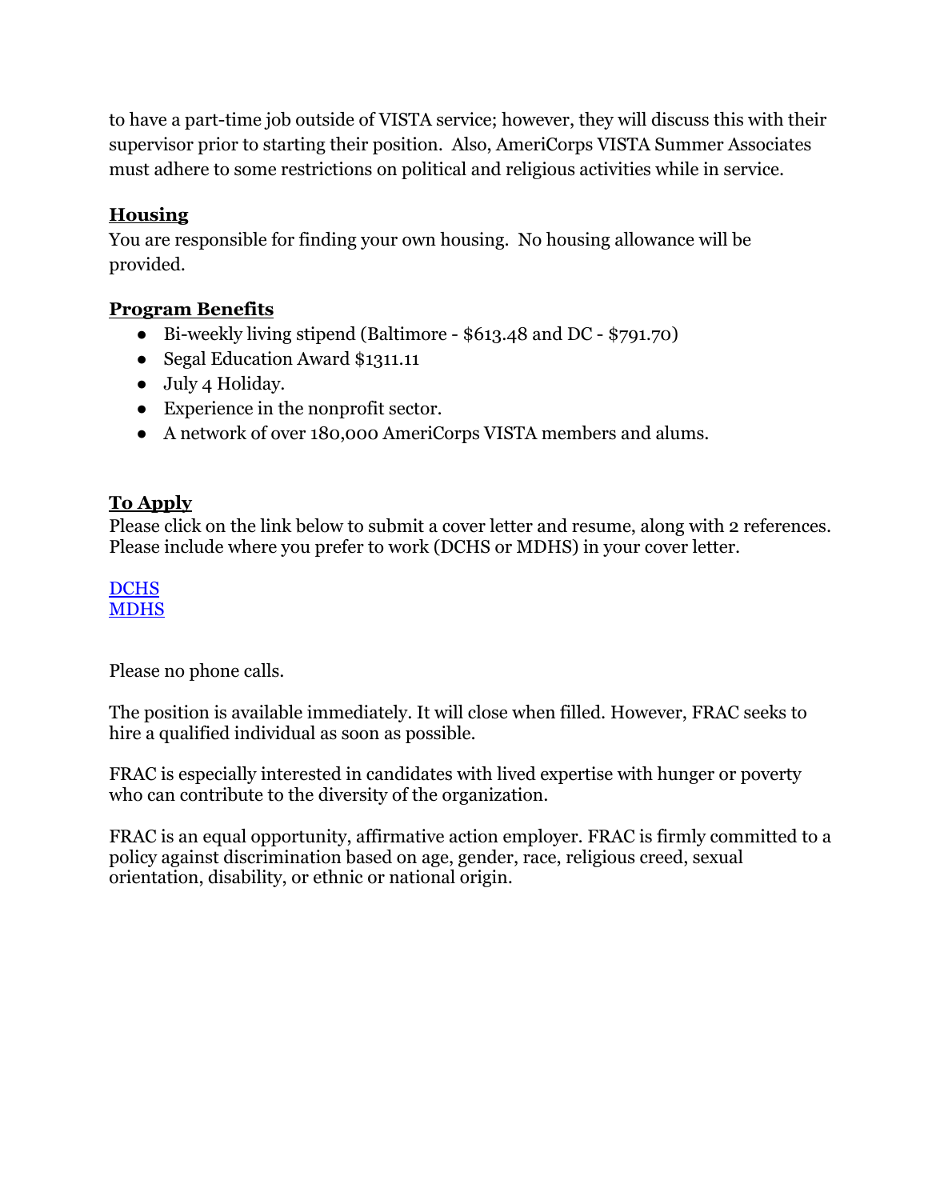to have a part-time job outside of VISTA service; however, they will discuss this with their supervisor prior to starting their position. Also, AmeriCorps VISTA Summer Associates must adhere to some restrictions on political and religious activities while in service.

## **Housing**

You are responsible for finding your own housing. No housing allowance will be provided.

## **Program Benefits**

- Bi-weekly living stipend (Baltimore - $613.48 and DC - $791.70)
- Segal Education Award $1311.11
- July 4 Holiday.
- Experience in the nonprofit sector.
- A network of over 180,000 AmeriCorps VISTA members and alums.

## **To Apply**

Please click on the link below to submit a cover letter and resume, along with 2 references. Please include where you prefer to work (DCHS or MDHS) in your cover letter.

DCHS
MDHS

Please no phone calls.

The position is available immediately. It will close when filled. However, FRAC seeks to hire a qualified individual as soon as possible.

FRAC is especially interested in candidates with lived expertise with hunger or poverty who can contribute to the diversity of the organization.

FRAC is an equal opportunity, affirmative action employer. FRAC is firmly committed to a policy against discrimination based on age, gender, race, religious creed, sexual orientation, disability, or ethnic or national origin.